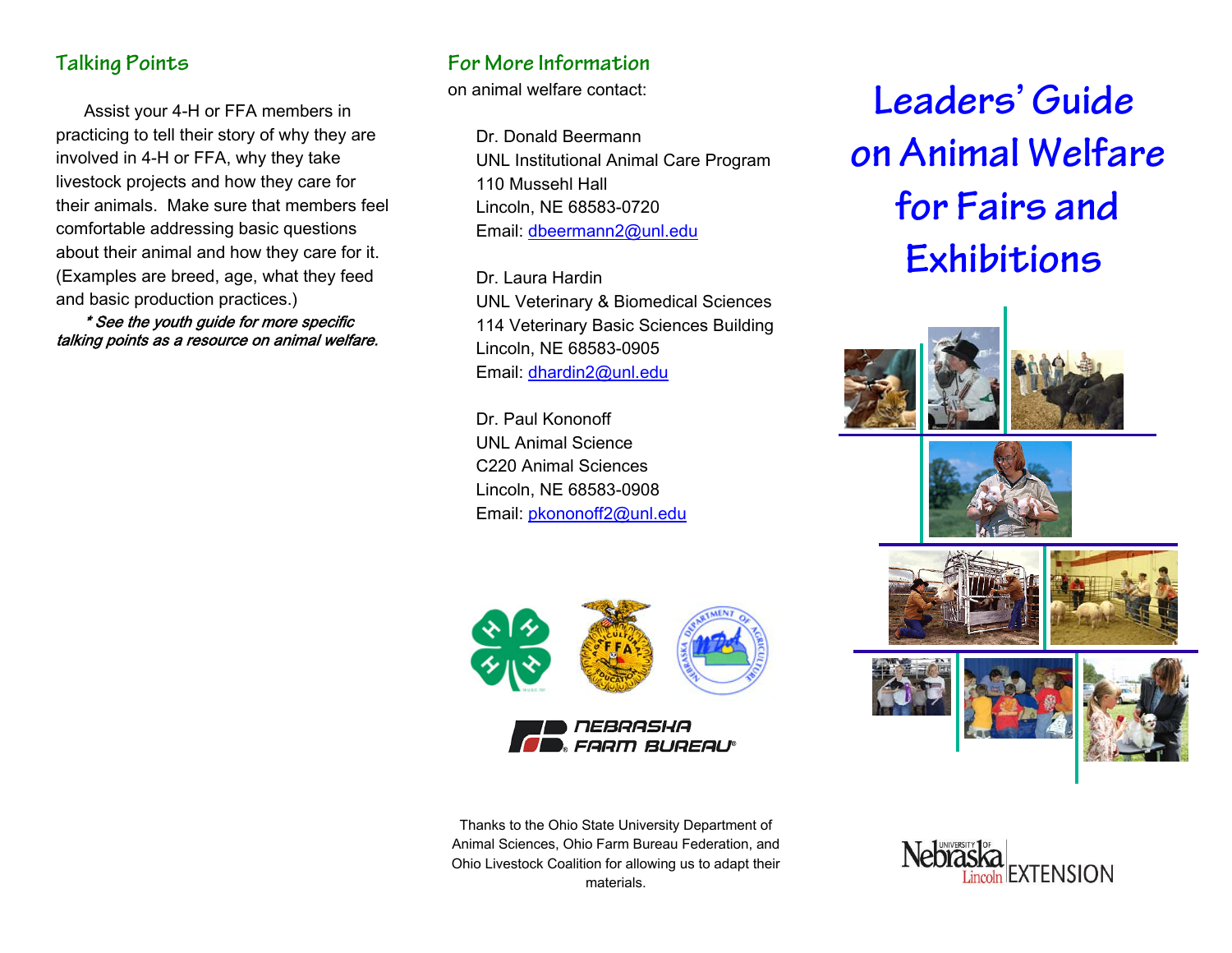## Talking Points

Assist your 4-H or FFA members in practicing to tell their story of why they are involved in 4-H or FFA, why they take livestock projects and how they care for their animals. Make sure that members feel comfortable addressing basic questions about their animal and how they care for it. (Examples are breed, age, what they feed and basic production practices.)

*\* See the youth guide for more specific talking points as a resource on animal welfare.*

## For More Information

on animal welfare contact:

Dr. Donald Beermann
UNL Institutional Animal Care Program
110 Mussehl Hall
Lincoln, NE 68583-0720
Email: dbeermann2@unl.edu

Dr. Laura Hardin
UNL Veterinary & Biomedical Sciences
114 Veterinary Basic Sciences Building
Lincoln, NE 68583-0905
Email: dhardin2@unl.edu

Dr. Paul Kononoff
UNL Animal Science
C220 Animal Sciences
Lincoln, NE 68583-0908
Email: pkononoff2@unl.edu

NEBRASKA FARM BUREAU

Thanks to the Ohio State University Department of Animal Sciences, Ohio Farm Bureau Federation, and Ohio Livestock Coalition for allowing us to adapt their materials.

# Leaders' Guide on Animal Welfare for Fairs and Exhibitions

University of Nebraska Lincoln EXTENSION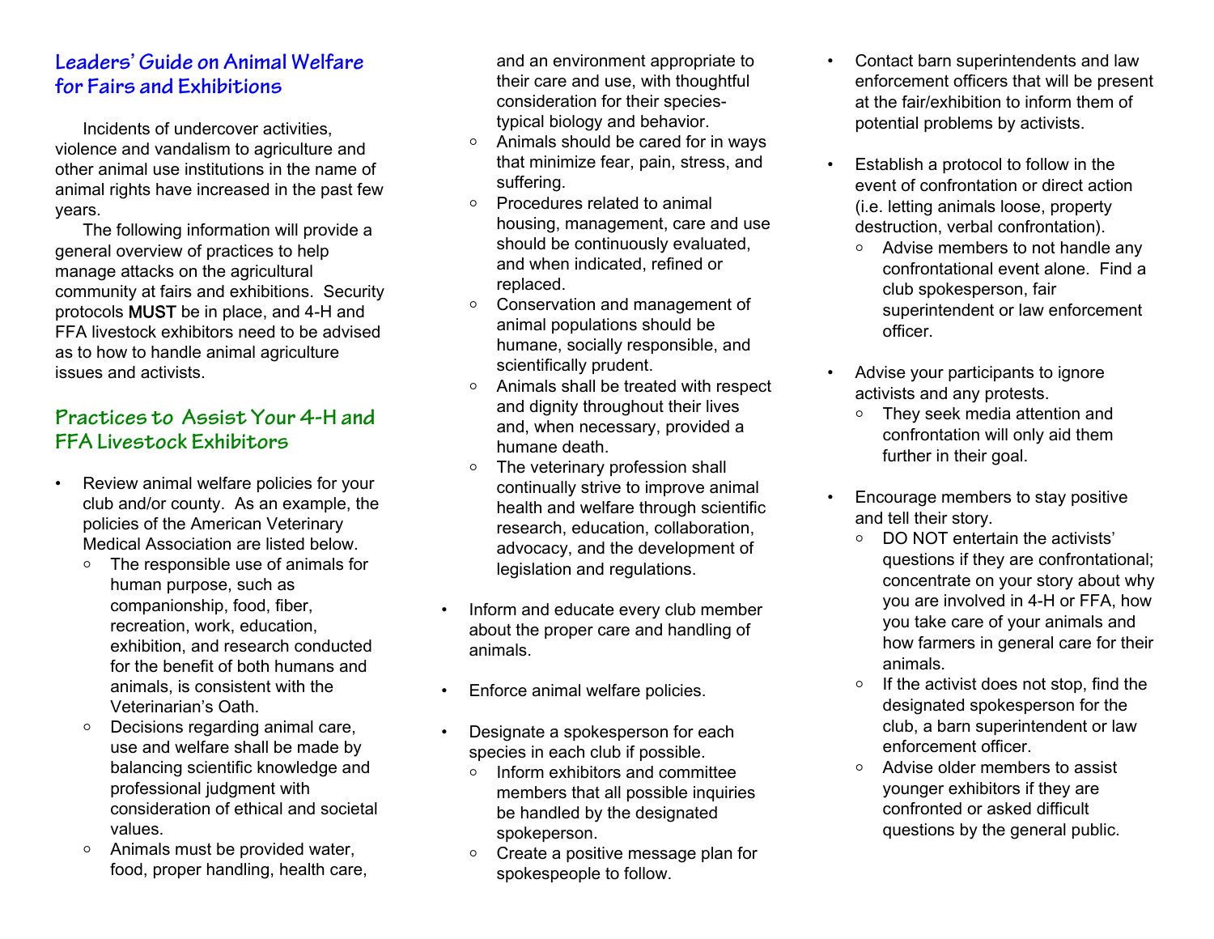## Leaders' Guide on Animal Welfare for Fairs and Exhibitions

Incidents of undercover activities, violence and vandalism to agriculture and other animal use institutions in the name of animal rights have increased in the past few years.

The following information will provide a general overview of practices to help manage attacks on the agricultural community at fairs and exhibitions. Security protocols **MUST** be in place, and 4-H and FFA livestock exhibitors need to be advised as to how to handle animal agriculture issues and activists.

## Practices to Assist Your 4-H and FFA Livestock Exhibitors

- Review animal welfare policies for your club and/or county. As an example, the policies of the American Veterinary Medical Association are listed below.
  - The responsible use of animals for human purpose, such as companionship, food, fiber, recreation, work, education, exhibition, and research conducted for the benefit of both humans and animals, is consistent with the Veterinarian's Oath.
  - Decisions regarding animal care, use and welfare shall be made by balancing scientific knowledge and professional judgment with consideration of ethical and societal values.
  - Animals must be provided water, food, proper handling, health care, and an environment appropriate to their care and use, with thoughtful consideration for their species-typical biology and behavior.
  - Animals should be cared for in ways that minimize fear, pain, stress, and suffering.
  - Procedures related to animal housing, management, care and use should be continuously evaluated, and when indicated, refined or replaced.
  - Conservation and management of animal populations should be humane, socially responsible, and scientifically prudent.
  - Animals shall be treated with respect and dignity throughout their lives and, when necessary, provided a humane death.
  - The veterinary profession shall continually strive to improve animal health and welfare through scientific research, education, collaboration, advocacy, and the development of legislation and regulations.

- Inform and educate every club member about the proper care and handling of animals.

- Enforce animal welfare policies.

- Designate a spokesperson for each species in each club if possible.
  - Inform exhibitors and committee members that all possible inquiries be handled by the designated spokeperson.
  - Create a positive message plan for spokespeople to follow.

- Contact barn superintendents and law enforcement officers that will be present at the fair/exhibition to inform them of potential problems by activists.

- Establish a protocol to follow in the event of confrontation or direct action (i.e. letting animals loose, property destruction, verbal confrontation).
  - Advise members to not handle any confrontational event alone. Find a club spokesperson, fair superintendent or law enforcement officer.

- Advise your participants to ignore activists and any protests.
  - They seek media attention and confrontation will only aid them further in their goal.

- Encourage members to stay positive and tell their story.
  - DO NOT entertain the activists' questions if they are confrontational; concentrate on your story about why you are involved in 4-H or FFA, how you take care of your animals and how farmers in general care for their animals.
  - If the activist does not stop, find the designated spokesperson for the club, a barn superintendent or law enforcement officer.
  - Advise older members to assist younger exhibitors if they are confronted or asked difficult questions by the general public.